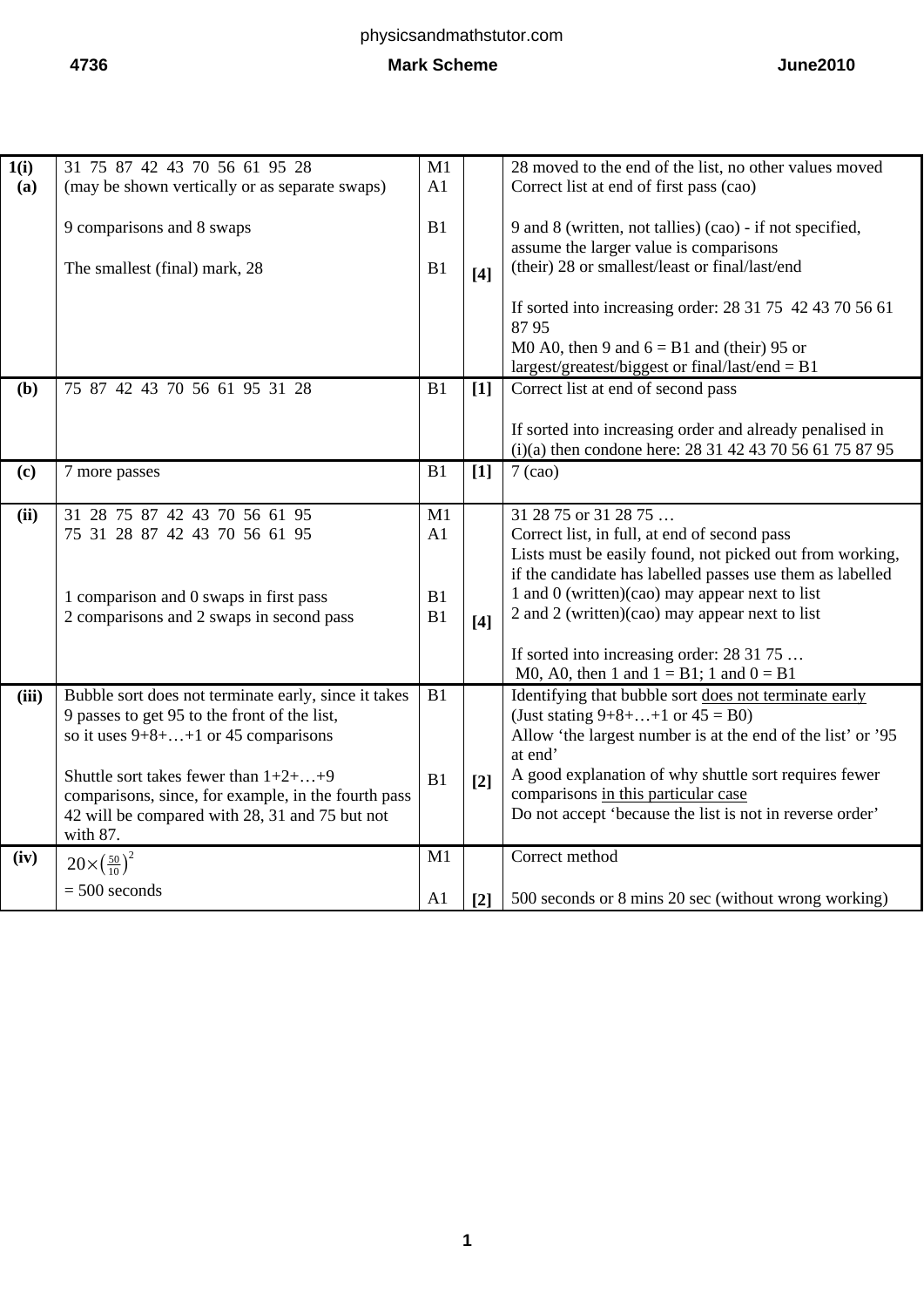| | | | | |
|---|---|---|---|---|
| **1(i) (a)** | 31 75 87 42 43 70 56 61 95 28<br>(may be shown vertically or as separate swaps)<br><br>9 comparisons and 8 swaps<br><br>The smallest (final) mark, 28 | M1<br>A1<br><br>B1<br><br>B1 | **[4]** | 28 moved to the end of the list, no other values moved<br>Correct list at end of first pass (cao)<br><br>9 and 8 (written, not tallies) (cao) - if not specified, assume the larger value is comparisons<br>(their) 28 or smallest/least or final/last/end<br><br>If sorted into increasing order: 28 31 75 42 43 70 56 61 87 95<br>M0 A0, then 9 and 6 = B1 and (their) 95 or largest/greatest/biggest or final/last/end = B1 |
| **(b)** | 75 87 42 43 70 56 61 95 31 28 | B1 | **[1]** | Correct list at end of second pass<br><br>If sorted into increasing order and already penalised in (i)(a) then condone here: 28 31 42 43 70 56 61 75 87 95 |
| **(c)** | 7 more passes | B1 | **[1]** | 7 (cao) |
| **(ii)** | 31 28 75 87 42 43 70 56 61 95<br>75 31 28 87 42 43 70 56 61 95<br><br>1 comparison and 0 swaps in first pass<br>2 comparisons and 2 swaps in second pass | M1<br>A1<br><br>B1<br>B1 | **[4]** | 31 28 75 or 31 28 75 …<br>Correct list, in full, at end of second pass<br>Lists must be easily found, not picked out from working, if the candidate has labelled passes use them as labelled<br>1 and 0 (written)(cao) may appear next to list<br>2 and 2 (written)(cao) may appear next to list<br><br>If sorted into increasing order: 28 31 75 …<br>M0, A0, then 1 and 1 = B1; 1 and 0 = B1 |
| **(iii)** | Bubble sort does not terminate early, since it takes 9 passes to get 95 to the front of the list, so it uses 9+8+…+1 or 45 comparisons<br><br>Shuttle sort takes fewer than 1+2+…+9 comparisons, since, for example, in the fourth pass 42 will be compared with 28, 31 and 75 but not with 87. | B1<br><br><br>B1 | **[2]** | Identifying that bubble sort <u>does not terminate early</u><br>(Just stating 9+8+…+1 or 45 = B0)<br>Allow 'the largest number is at the end of the list' or '95 at end'<br>A good explanation of why shuttle sort requires fewer comparisons <u>in this particular case</u><br>Do not accept 'because the list is not in reverse order' |
| **(iv)** | $20\times\left(\frac{50}{10}\right)^2$<br>= 500 seconds | M1<br><br>A1 | **[2]** | Correct method<br><br>500 seconds or 8 mins 20 sec (without wrong working) |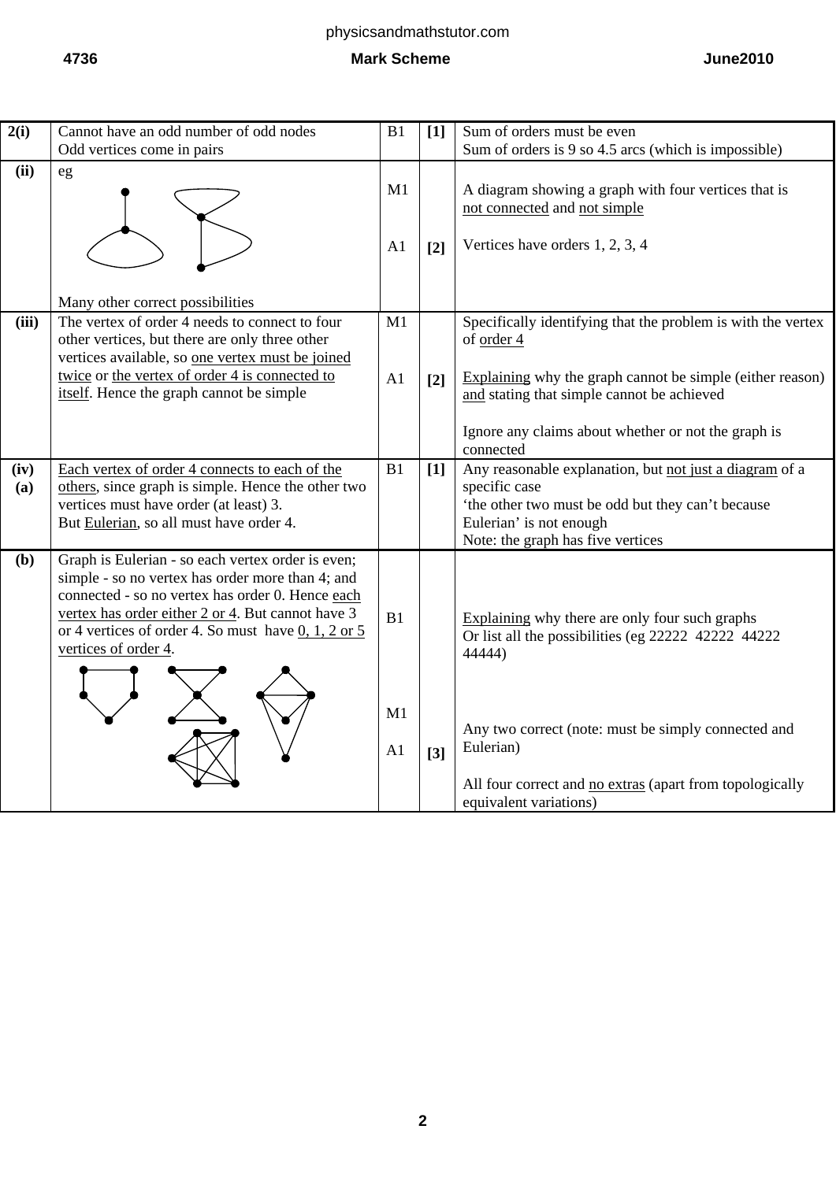| | | | | |
|---|---|---|---|---|
| **2(i)** | Cannot have an odd number of odd nodes<br>Odd vertices come in pairs | B1 | **[1]** | Sum of orders must be even<br>Sum of orders is 9 so 4.5 arcs (which is impossible) |
| **(ii)** | eg<br><br>Many other correct possibilities | M1<br><br>A1 | <br><br>**[2]** | A diagram showing a graph with four vertices that is <u>not connected</u> and <u>not simple</u><br><br>Vertices have orders 1, 2, 3, 4 |
| **(iii)** | The vertex of order 4 needs to connect to four other vertices, but there are only three other vertices available, so <u>one vertex must be joined twice</u> or <u>the vertex of order 4 is connected to itself</u>. Hence the graph cannot be simple | M1<br><br>A1 | <br><br>**[2]** | Specifically identifying that the problem is with the vertex of <u>order 4</u><br><br><u>Explaining</u> why the graph cannot be simple (either reason) <u>and</u> stating that simple cannot be achieved<br><br>Ignore any claims about whether or not the graph is connected |
| **(iv) (a)** | <u>Each vertex of order 4 connects to each of the others</u>, since graph is simple. Hence the other two vertices must have order (at least) 3.<br>But <u>Eulerian</u>, so all must have order 4. | B1 | **[1]** | Any reasonable explanation, but <u>not just a diagram</u> of a specific case<br>'the other two must be odd but they can't because Eulerian' is not enough<br>Note: the graph has five vertices |
| **(b)** | Graph is Eulerian - so each vertex order is even; simple - so no vertex has order more than 4; and connected - so no vertex has order 0. Hence <u>each vertex has order either 2 or 4</u>. But cannot have 3 or 4 vertices of order 4. So must have <u>0, 1, 2 or 5 vertices of order 4</u>. | B1<br><br>M1<br><br>A1 | <br><br><br><br>**[3]** | <u>Explaining</u> why there are only four such graphs<br>Or list all the possibilities (eg 22222 42222 44222 44444)<br><br>Any two correct (note: must be simply connected and Eulerian)<br><br>All four correct and <u>no extras</u> (apart from topologically equivalent variations) |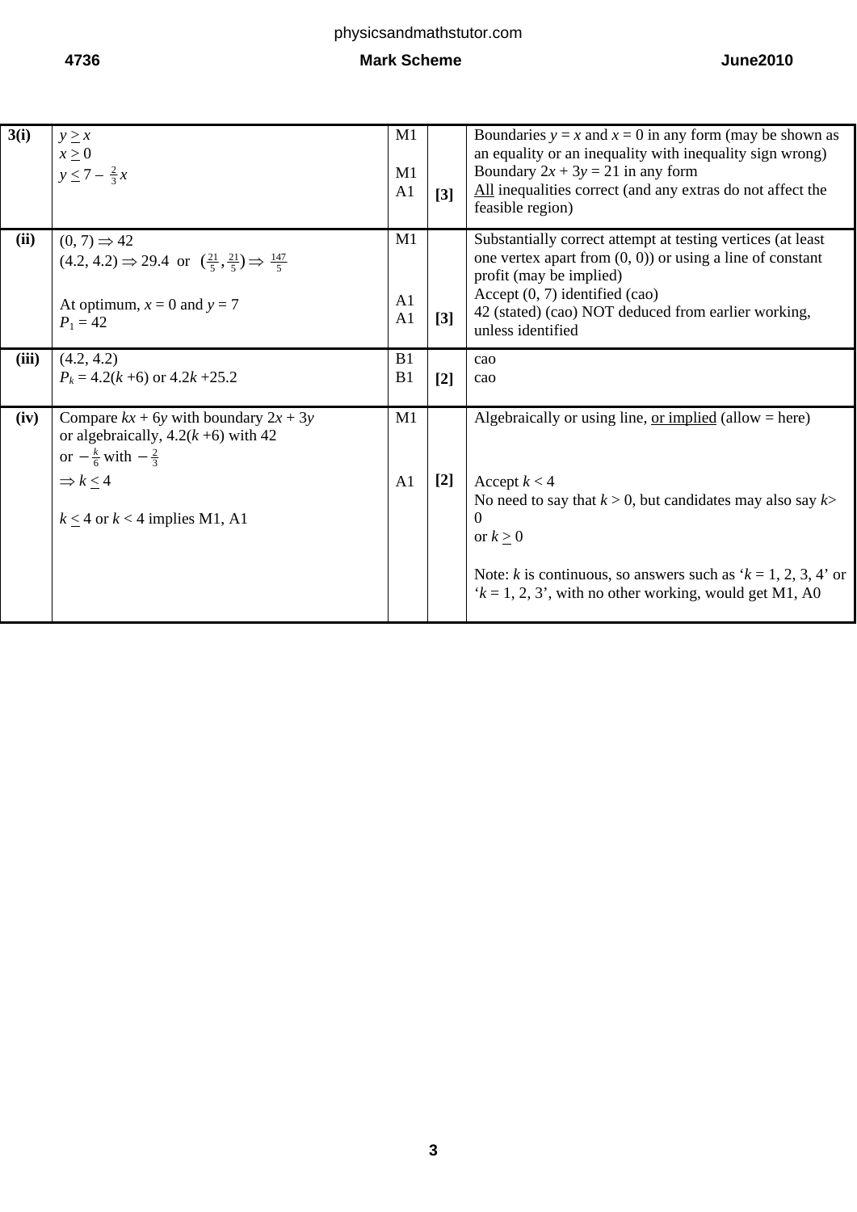| | | | | |
|---|---|---|---|---|
| **3(i)** | $y \geq x$<br>$x \geq 0$<br>$y \leq 7 - \frac{2}{3}x$ | M1<br><br>M1<br>A1 | **[3]** | Boundaries $y = x$ and $x = 0$ in any form (may be shown as an equality or an inequality with inequality sign wrong)<br>Boundary $2x + 3y = 21$ in any form<br><u>All</u> inequalities correct (and any extras do not affect the feasible region) |
| **(ii)** | $(0, 7) \Rightarrow 42$<br>$(4.2, 4.2) \Rightarrow 29.4$ or $(\frac{21}{5}, \frac{21}{5}) \Rightarrow \frac{147}{5}$<br><br>At optimum, $x = 0$ and $y = 7$<br>$P_1 = 42$ | M1<br><br><br>A1<br>A1 | **[3]** | Substantially correct attempt at testing vertices (at least one vertex apart from (0, 0)) or using a line of constant profit (may be implied)<br>Accept (0, 7) identified (cao)<br>42 (stated) (cao) NOT deduced from earlier working, unless identified |
| **(iii)** | $(4.2, 4.2)$<br>$P_k = 4.2(k + 6)$ or $4.2k + 25.2$ | B1<br>B1 | **[2]** | cao<br>cao |
| **(iv)** | Compare $kx + 6y$ with boundary $2x + 3y$<br>or algebraically, $4.2(k + 6)$ with 42<br>or $-\frac{k}{6}$ with $-\frac{2}{3}$<br>$\Rightarrow k \leq 4$<br><br>$k \leq 4$ or $k < 4$ implies M1, A1 | M1<br><br><br>A1 | **[2]** | Algebraically or using line, <u>or implied</u> (allow = here)<br><br><br>Accept $k < 4$<br>No need to say that $k > 0$, but candidates may also say $k > 0$<br>or $k \geq 0$<br><br>Note: $k$ is continuous, so answers such as '$k$ = 1, 2, 3, 4' or '$k$ = 1, 2, 3', with no other working, would get M1, A0 |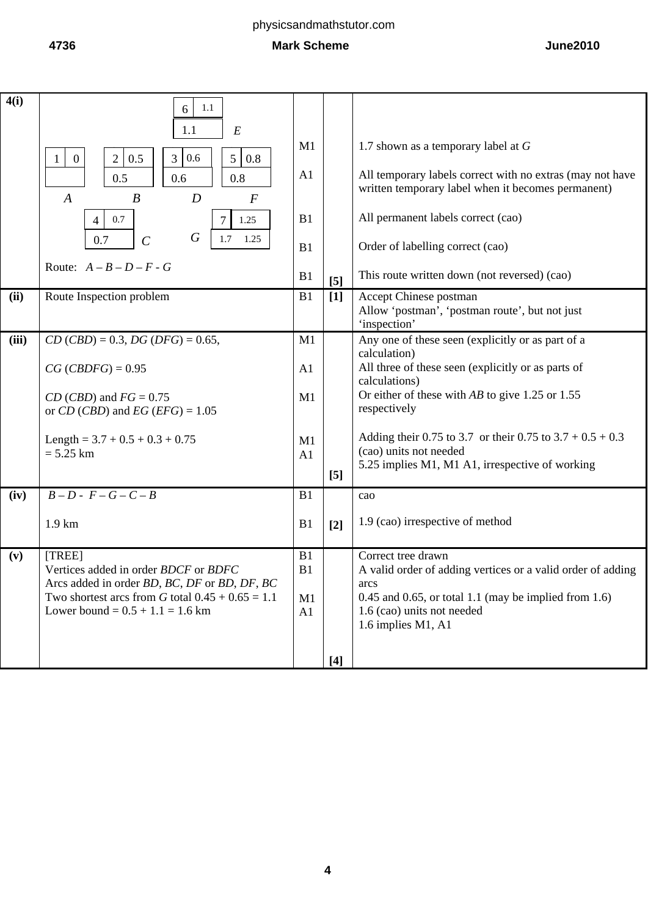| | | | | |
|---|---|---|---|---|
| 4(i) | E: 6, 1.1 / 1.1<br>A: 1, 0<br>B: 2, 0.5 / 0.5<br>D: 3, 0.6 / 0.6<br>F: 5, 0.8 / 0.8<br>C: 4, 0.7 / 0.7<br>G: 7, 1.25 / 1.7 1.25<br><br>Route: *A – B – D – F - G* | M1<br><br>A1<br><br>B1<br><br>B1<br><br>B1 | [5] | 1.7 shown as a temporary label at *G*<br><br>All temporary labels correct with no extras (may not have written temporary label when it becomes permanent)<br><br>All permanent labels correct (cao)<br><br>Order of labelling correct (cao)<br><br>This route written down (not reversed) (cao) |
| (ii) | Route Inspection problem | B1 | [1] | Accept Chinese postman<br>Allow 'postman', 'postman route', but not just 'inspection' |
| (iii) | *CD* (*CBD*) = 0.3, *DG* (*DFG*) = 0.65,<br><br>*CG* (*CBDFG*) = 0.95<br><br>*CD* (*CBD*) and *FG* = 0.75<br>or *CD* (*CBD*) and *EG* (*EFG*) = 1.05<br><br>Length = 3.7 + 0.5 + 0.3 + 0.75<br>= 5.25 km | M1<br><br>A1<br><br>M1<br><br><br>M1<br>A1 | [5] | Any one of these seen (explicitly or as part of a calculation)<br>All three of these seen (explicitly or as parts of calculations)<br>Or either of these with *AB* to give 1.25 or 1.55 respectively<br><br>Adding their 0.75 to 3.7 or their 0.75 to 3.7 + 0.5 + 0.3 (cao) units not needed<br>5.25 implies M1, M1 A1, irrespective of working |
| (iv) | *B – D - F – G – C – B*<br><br>1.9 km | B1<br><br>B1 | [2] | cao<br><br>1.9 (cao) irrespective of method |
| (v) | [TREE]<br>Vertices added in order *BDCF* or *BDFC*<br>Arcs added in order *BD*, *BC*, *DF* or *BD*, *DF*, *BC*<br>Two shortest arcs from *G* total 0.45 + 0.65 = 1.1<br>Lower bound = 0.5 + 1.1 = 1.6 km | B1<br>B1<br><br>M1<br>A1 | [4] | Correct tree drawn<br>A valid order of adding vertices or a valid order of adding arcs<br>0.45 and 0.65, or total 1.1 (may be implied from 1.6)<br>1.6 (cao) units not needed<br>1.6 implies M1, A1 |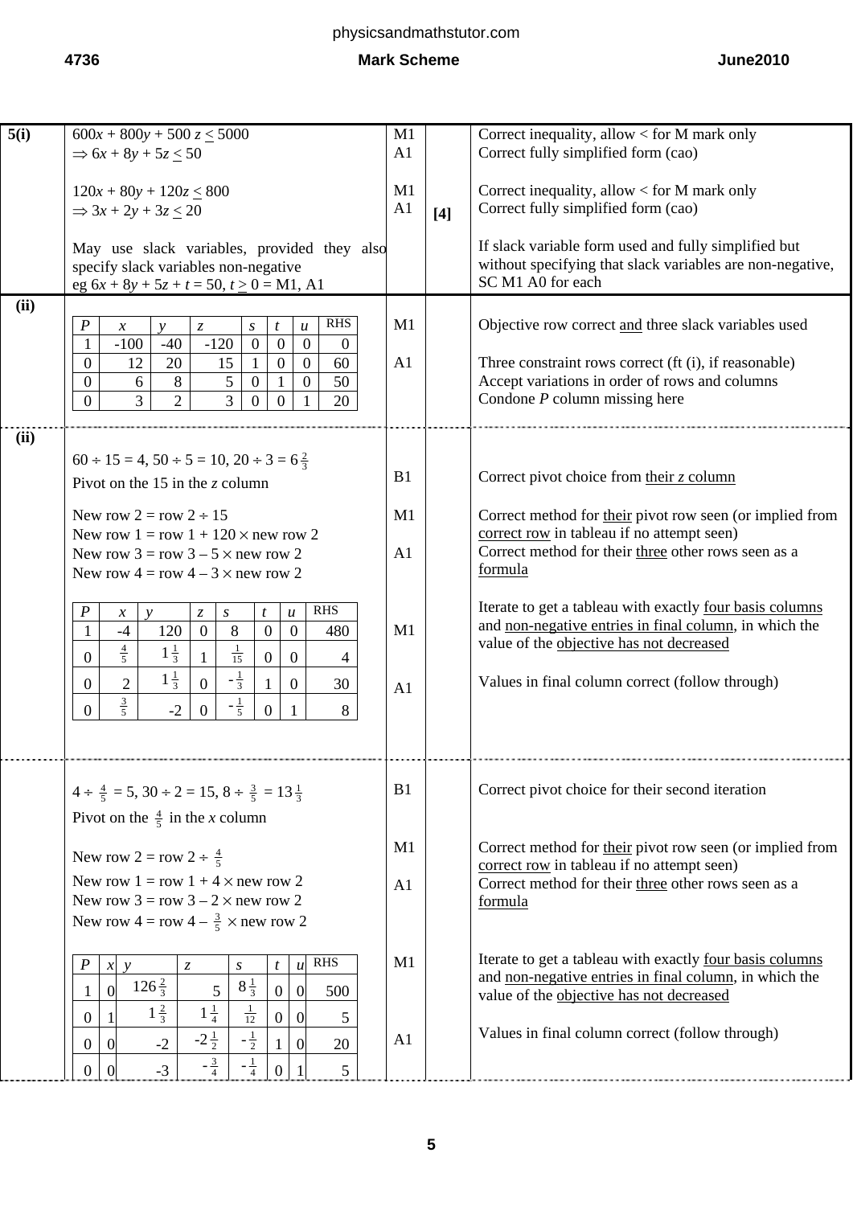| Question | Answer | Marks | | Guidance |
|---|---|---|---|---|
| 5(i) | $600x + 800y + 500z \le 5000$<br>$\Rightarrow 6x + 8y + 5z \le 50$<br><br>$120x + 80y + 120z \le 800$<br>$\Rightarrow 3x + 2y + 3z \le 20$<br><br>May use slack variables, provided they also specify slack variables non-negative<br>eg $6x + 8y + 5z + t = 50$, $t \ge 0$ = M1, A1 | M1<br>A1<br><br>M1<br>A1 | [4] | Correct inequality, allow < for M mark only<br>Correct fully simplified form (cao)<br><br>Correct inequality, allow < for M mark only<br>Correct fully simplified form (cao)<br><br>If slack variable form used and fully simplified but without specifying that slack variables are non-negative, SC M1 A0 for each |
| (ii) | See tableau 1 below | M1<br><br>A1 | | Objective row correct and three slack variables used<br><br>Three constraint rows correct (ft (i), if reasonable)<br>Accept variations in order of rows and columns<br>Condone $P$ column missing here |
| (ii) | $60 \div 15 = 4$, $50 \div 5 = 10$, $20 \div 3 = 6\frac{2}{3}$<br>Pivot on the 15 in the $z$ column<br><br>New row 2 = row 2 ÷ 15<br>New row 1 = row 1 + 120 × new row 2<br>New row 3 = row 3 – 5 × new row 2<br>New row 4 = row 4 – 3 × new row 2<br><br>See tableau 2 below | B1<br><br>M1<br><br>A1<br><br><br>M1<br><br>A1 | | Correct pivot choice from their $z$ column<br><br>Correct method for their pivot row seen (or implied from correct row in tableau if no attempt seen)<br>Correct method for their three other rows seen as a formula<br><br>Iterate to get a tableau with exactly four basis columns and non-negative entries in final column, in which the value of the objective has not decreased<br><br>Values in final column correct (follow through) |
| | $4 \div \frac{4}{5} = 5$, $30 \div 2 = 15$, $8 \div \frac{3}{5} = 13\frac{1}{3}$<br>Pivot on the $\frac{4}{5}$ in the $x$ column<br><br>New row 2 = row 2 ÷ $\frac{4}{5}$<br>New row 1 = row 1 + 4 × new row 2<br>New row 3 = row 3 – 2 × new row 2<br>New row 4 = row 4 – $\frac{3}{5}$ × new row 2<br><br>See tableau 3 below | B1<br><br>M1<br><br>A1<br><br><br>M1<br><br>A1 | | Correct pivot choice for their second iteration<br><br>Correct method for their pivot row seen (or implied from correct row in tableau if no attempt seen)<br>Correct method for their three other rows seen as a formula<br><br>Iterate to get a tableau with exactly four basis columns and non-negative entries in final column, in which the value of the objective has not decreased<br><br>Values in final column correct (follow through) |

Tableau 1:

| $P$ | $x$ | $y$ | $z$ | $s$ | $t$ | $u$ | RHS |
|---|---|---|---|---|---|---|---|
| 1 | -100 | -40 | -120 | 0 | 0 | 0 | 0 |
| 0 | 12 | 20 | 15 | 1 | 0 | 0 | 60 |
| 0 | 6 | 8 | 5 | 0 | 1 | 0 | 50 |
| 0 | 3 | 2 | 3 | 0 | 0 | 1 | 20 |

Tableau 2:

| $P$ | $x$ | $y$ | $z$ | $s$ | $t$ | $u$ | RHS |
|---|---|---|---|---|---|---|---|
| 1 | -4 | 120 | 0 | 8 | 0 | 0 | 480 |
| 0 | $\frac{4}{5}$ | $1\frac{1}{3}$ | 1 | $\frac{1}{15}$ | 0 | 0 | 4 |
| 0 | 2 | $1\frac{1}{3}$ | 0 | $-\frac{1}{3}$ | 1 | 0 | 30 |
| 0 | $\frac{3}{5}$ | -2 | 0 | $-\frac{1}{5}$ | 0 | 1 | 8 |

Tableau 3:

| $P$ | $x$ | $y$ | $z$ | $s$ | $t$ | $u$ | RHS |
|---|---|---|---|---|---|---|---|
| 1 | 0 | $126\frac{2}{3}$ | 5 | $8\frac{1}{3}$ | 0 | 0 | 500 |
| 0 | 1 | $1\frac{2}{3}$ | $1\frac{1}{4}$ | $\frac{1}{12}$ | 0 | 0 | 5 |
| 0 | 0 | -2 | $-2\frac{1}{2}$ | $-\frac{1}{2}$ | 1 | 0 | 20 |
| 0 | 0 | -3 | $-\frac{3}{4}$ | $-\frac{1}{4}$ | 0 | 1 | 5 |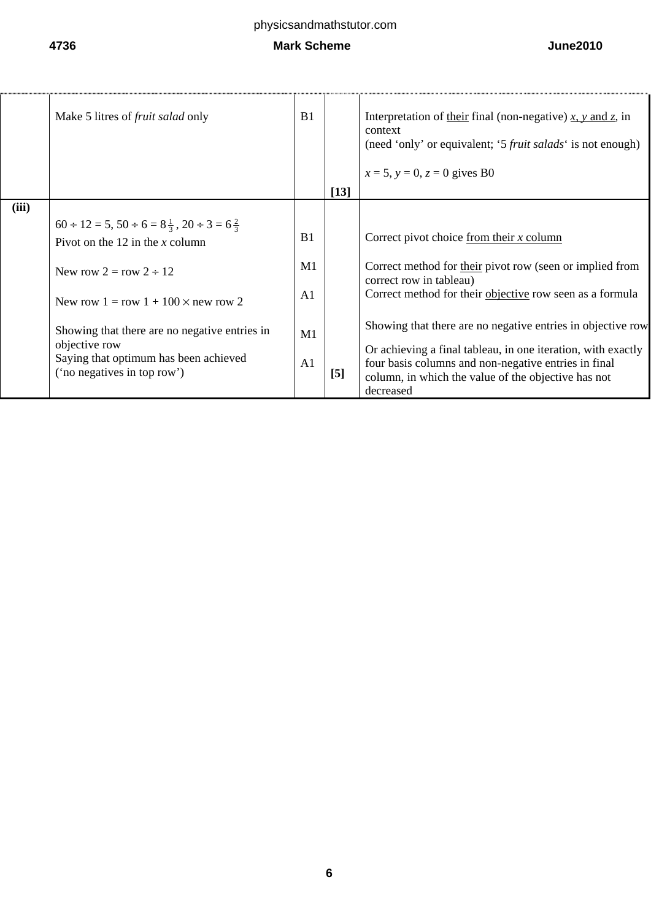| | | | | |
|---|---|---|---|---|
| | Make 5 litres of *fruit salad* only | B1 | [13] | Interpretation of their final (non-negative) $x$, $y$ and $z$, in context<br>(need 'only' or equivalent; '5 *fruit salads*' is not enough)<br><br>$x = 5$, $y = 0$, $z = 0$ gives B0 |
| (iii) | $60 \div 12 = 5$, $50 \div 6 = 8\frac{1}{3}$, $20 \div 3 = 6\frac{2}{3}$<br>Pivot on the 12 in the $x$ column<br><br>New row 2 = row 2 ÷ 12<br><br>New row 1 = row 1 + 100 × new row 2<br><br>Showing that there are no negative entries in objective row<br>Saying that optimum has been achieved<br>('no negatives in top row') | B1<br><br>M1<br><br>A1<br><br>M1<br><br>A1 | [5] | Correct pivot choice from their $x$ column<br><br>Correct method for their pivot row (seen or implied from correct row in tableau)<br>Correct method for their objective row seen as a formula<br><br>Showing that there are no negative entries in objective row<br>Or achieving a final tableau, in one iteration, with exactly four basis columns and non-negative entries in final column, in which the value of the objective has not decreased |